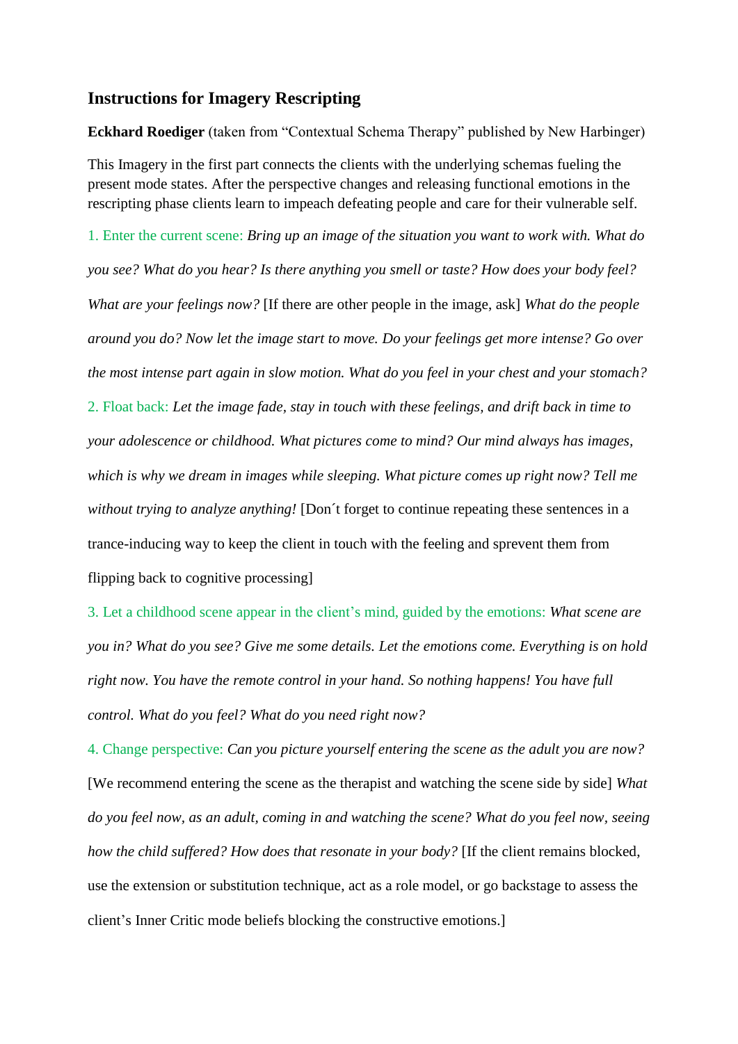## Instructions for Imagery Rescripting

**Eckhard Roediger** (taken from "Contextual Schema Therapy" published by New Harbinger)

This Imagery in the first part connects the clients with the underlying schemas fueling the present mode states. After the perspective changes and releasing functional emotions in the rescripting phase clients learn to impeach defeating people and care for their vulnerable self.

1. Enter the current scene: *Bring up an image of the situation you want to work with. What do you see? What do you hear? Is there anything you smell or taste? How does your body feel? What are your feelings now?* [If there are other people in the image, ask] *What do the people around you do? Now let the image start to move. Do your feelings get more intense? Go over the most intense part again in slow motion. What do you feel in your chest and your stomach?*

2. Float back: *Let the image fade, stay in touch with these feelings, and drift back in time to your adolescence or childhood. What pictures come to mind? Our mind always has images, which is why we dream in images while sleeping. What picture comes up right now? Tell me without trying to analyze anything!* [Don´t forget to continue repeating these sentences in a trance-inducing way to keep the client in touch with the feeling and sprevent them from flipping back to cognitive processing]

3. Let a childhood scene appear in the client's mind, guided by the emotions: *What scene are you in? What do you see? Give me some details. Let the emotions come. Everything is on hold right now. You have the remote control in your hand. So nothing happens! You have full control. What do you feel? What do you need right now?*

4. Change perspective: *Can you picture yourself entering the scene as the adult you are now?* [We recommend entering the scene as the therapist and watching the scene side by side] *What do you feel now, as an adult, coming in and watching the scene? What do you feel now, seeing how the child suffered? How does that resonate in your body?* [If the client remains blocked, use the extension or substitution technique, act as a role model, or go backstage to assess the client's Inner Critic mode beliefs blocking the constructive emotions.]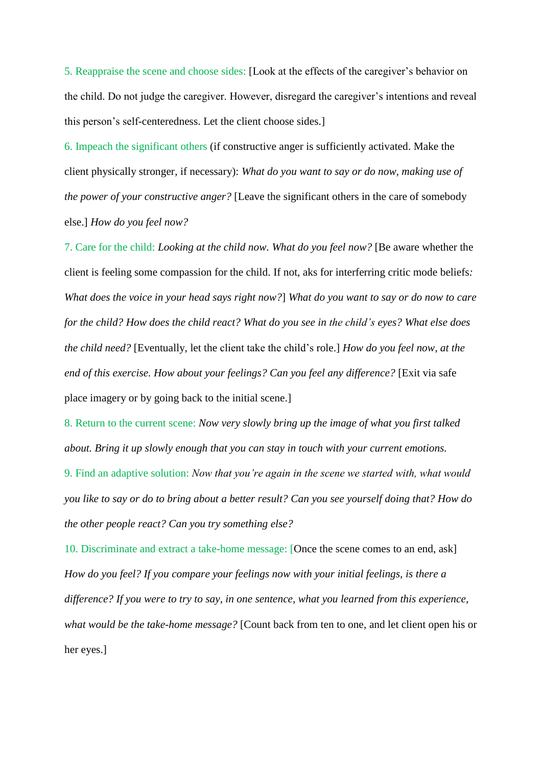5. Reappraise the scene and choose sides: [Look at the effects of the caregiver's behavior on the child. Do not judge the caregiver. However, disregard the caregiver's intentions and reveal this person's self-centeredness. Let the client choose sides.]

6. Impeach the significant others (if constructive anger is sufficiently activated. Make the client physically stronger, if necessary): *What do you want to say or do now, making use of the power of your constructive anger?* [Leave the significant others in the care of somebody else.] *How do you feel now?*

7. Care for the child: *Looking at the child now. What do you feel now?* [Be aware whether the client is feeling some compassion for the child. If not, aks for interferring critic mode beliefs: *What does the voice in your head says right now?*] *What do you want to say or do now to care for the child? How does the child react? What do you see in the child's eyes? What else does the child need?* [Eventually, let the client take the child's role.] *How do you feel now, at the end of this exercise. How about your feelings? Can you feel any difference?* [Exit via safe place imagery or by going back to the initial scene.]

8. Return to the current scene: *Now very slowly bring up the image of what you first talked about. Bring it up slowly enough that you can stay in touch with your current emotions.*

9. Find an adaptive solution: *Now that you're again in the scene we started with, what would you like to say or do to bring about a better result? Can you see yourself doing that? How do the other people react? Can you try something else?*

10. Discriminate and extract a take-home message: [Once the scene comes to an end, ask] *How do you feel? If you compare your feelings now with your initial feelings, is there a difference? If you were to try to say, in one sentence, what you learned from this experience, what would be the take-home message?* [Count back from ten to one, and let client open his or her eyes.]